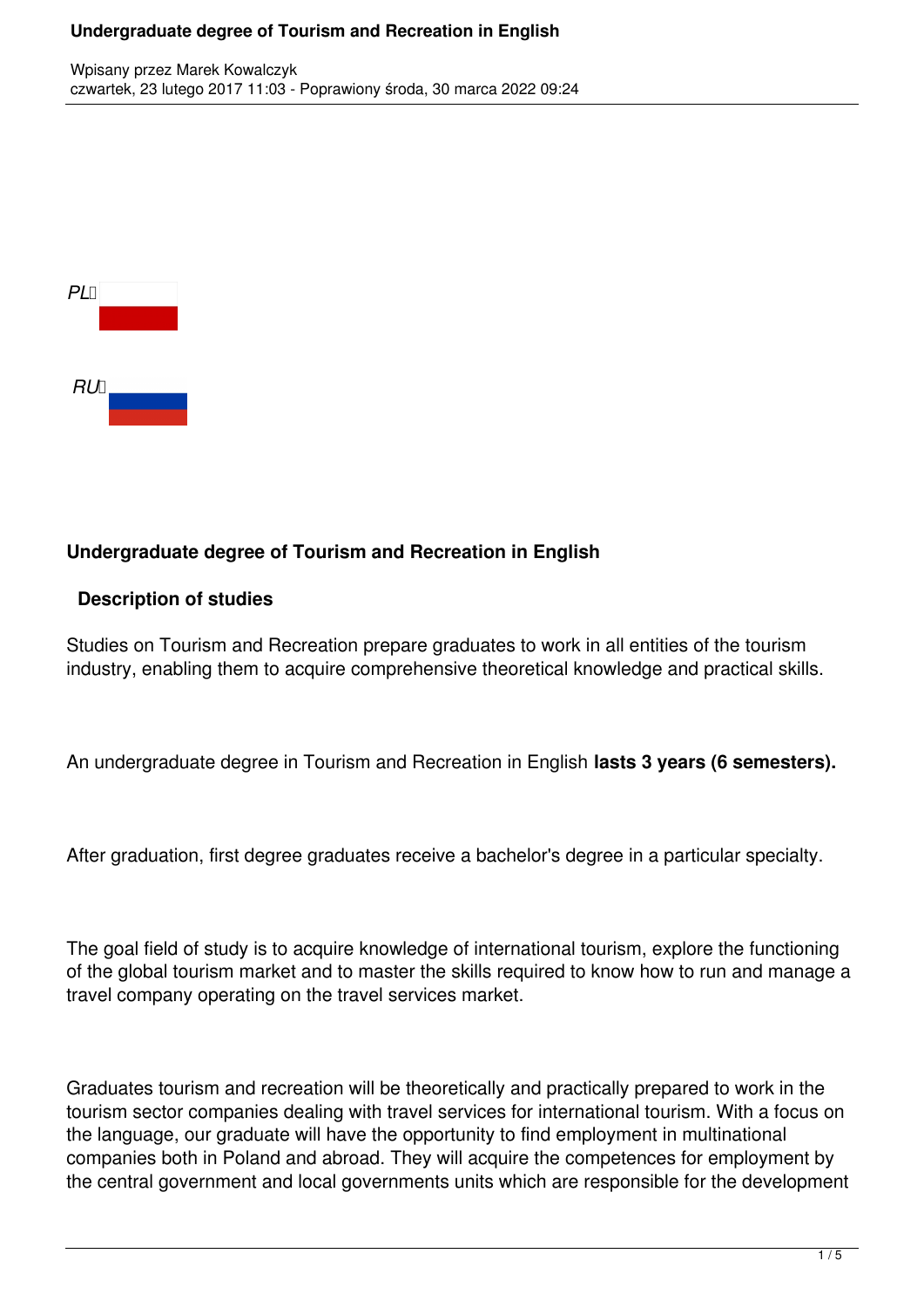*PL*

*RU*

## Undergraduate degree of Tourism and Recreation in English

### Description of studies

Studies on Tourism and Recreation prepare graduates to work in all entities of the tourism industry, enabling them to acquire comprehensive theoretical knowledge and practical skills.

An undergraduate degree in Tourism and Recreation in English **lasts 3 years (6 semesters).**

After graduation, first degree graduates receive a bachelor's degree in a particular specialty.

The goal field of study is to acquire knowledge of international tourism, explore the functioning of the global tourism market and to master the skills required to know how to run and manage a travel company operating on the travel services market.

Graduates tourism and recreation will be theoretically and practically prepared to work in the tourism sector companies dealing with travel services for international tourism. With a focus on the language, our graduate will have the opportunity to find employment in multinational companies both in Poland and abroad. They will acquire the competences for employment by the central government and local governments units which are responsible for the development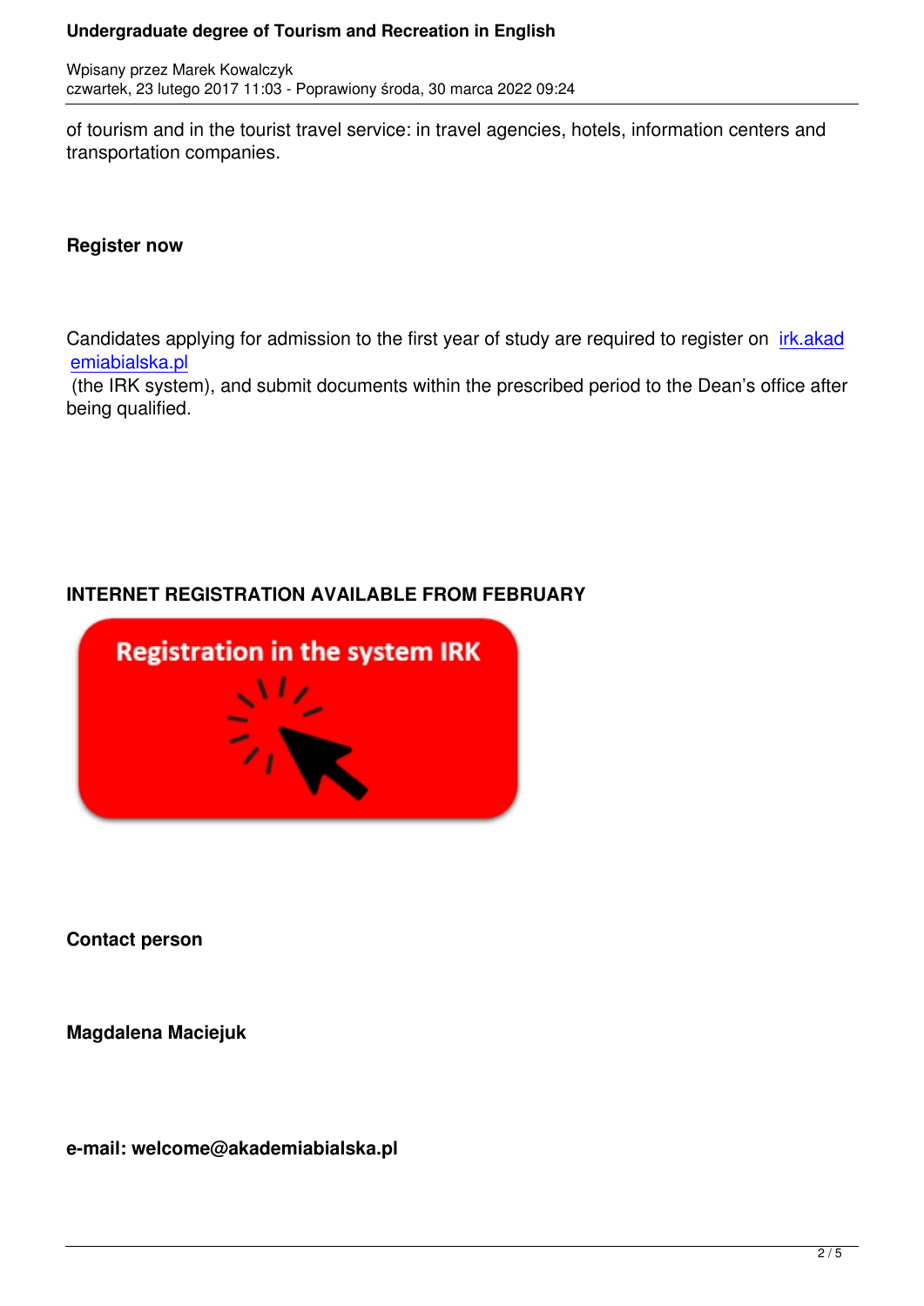of tourism and in the tourist travel service: in travel agencies, hotels, information centers and transportation companies.

**Register now**

Candidates applying for admission to the first year of study are required to register on irk.akademiabialska.pl (the IRK system), and submit documents within the prescribed period to the Dean's office after being qualified.

**INTERNET REGISTRATION AVAILABLE FROM FEBRUARY**

Registration in the system IRK

**Contact person**

**Magdalena Maciejuk**

**e-mail: welcome@akademiabialska.pl**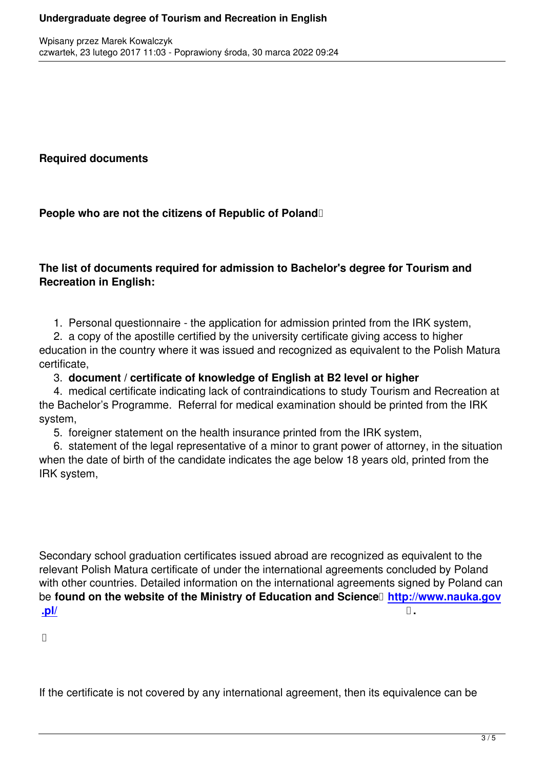**Required documents**

**People who are not the citizens of Republic of Poland**

**The list of documents required for admission to Bachelor's degree for Tourism and Recreation in English:**

1. Personal questionnaire - the application for admission printed from the IRK system,
2. a copy of the apostille certified by the university certificate giving access to higher education in the country where it was issued and recognized as equivalent to the Polish Matura certificate,
3. **document / certificate of knowledge of English at B2 level or higher**
4. medical certificate indicating lack of contraindications to study Tourism and Recreation at the Bachelor's Programme. Referral for medical examination should be printed from the IRK system,
5. foreigner statement on the health insurance printed from the IRK system,
6. statement of the legal representative of a minor to grant power of attorney, in the situation when the date of birth of the candidate indicates the age below 18 years old, printed from the IRK system,

Secondary school graduation certificates issued abroad are recognized as equivalent to the relevant Polish Matura certificate of under the international agreements concluded by Poland with other countries. Detailed information on the international agreements signed by Poland can be **found on the website of the Ministry of Education and Science [http://www.nauka.gov.pl/](http://www.nauka.gov.pl/) .**

If the certificate is not covered by any international agreement, then its equivalence can be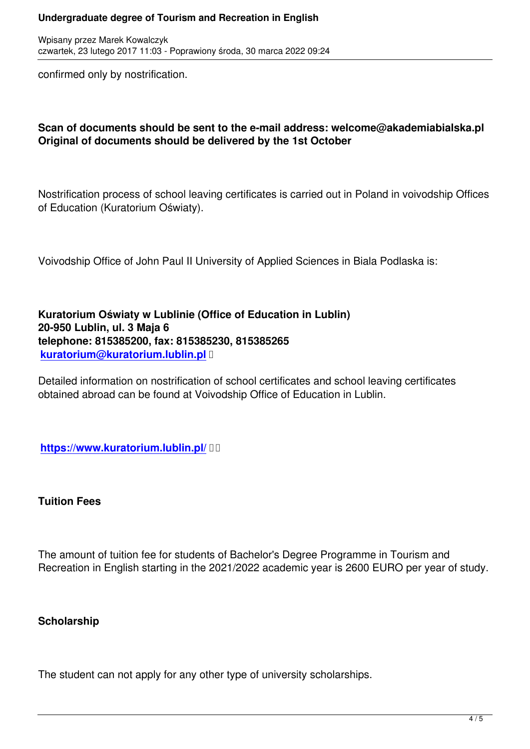confirmed only by nostrification.

**Scan of documents should be sent to the e-mail address: welcome@akademiabialska.pl**
**Original of documents should be delivered by the 1st October**

Nostrification process of school leaving certificates is carried out in Poland in voivodship Offices of Education (Kuratorium Oświaty).

Voivodship Office of John Paul II University of Applied Sciences in Biala Podlaska is:

**Kuratorium Oświaty w Lublinie (Office of Education in Lublin)**
**20-950 Lublin, ul. 3 Maja 6**
**telephone: 815385200, fax: 815385230, 815385265**
**kuratorium@kuratorium.lublin.pl**

Detailed information on nostrification of school certificates and school leaving certificates obtained abroad can be found at Voivodship Office of Education in Lublin.

**https://www.kuratorium.lublin.pl/**

**Tuition Fees**

The amount of tuition fee for students of Bachelor's Degree Programme in Tourism and Recreation in English starting in the 2021/2022 academic year is 2600 EURO per year of study.

**Scholarship**

The student can not apply for any other type of university scholarships.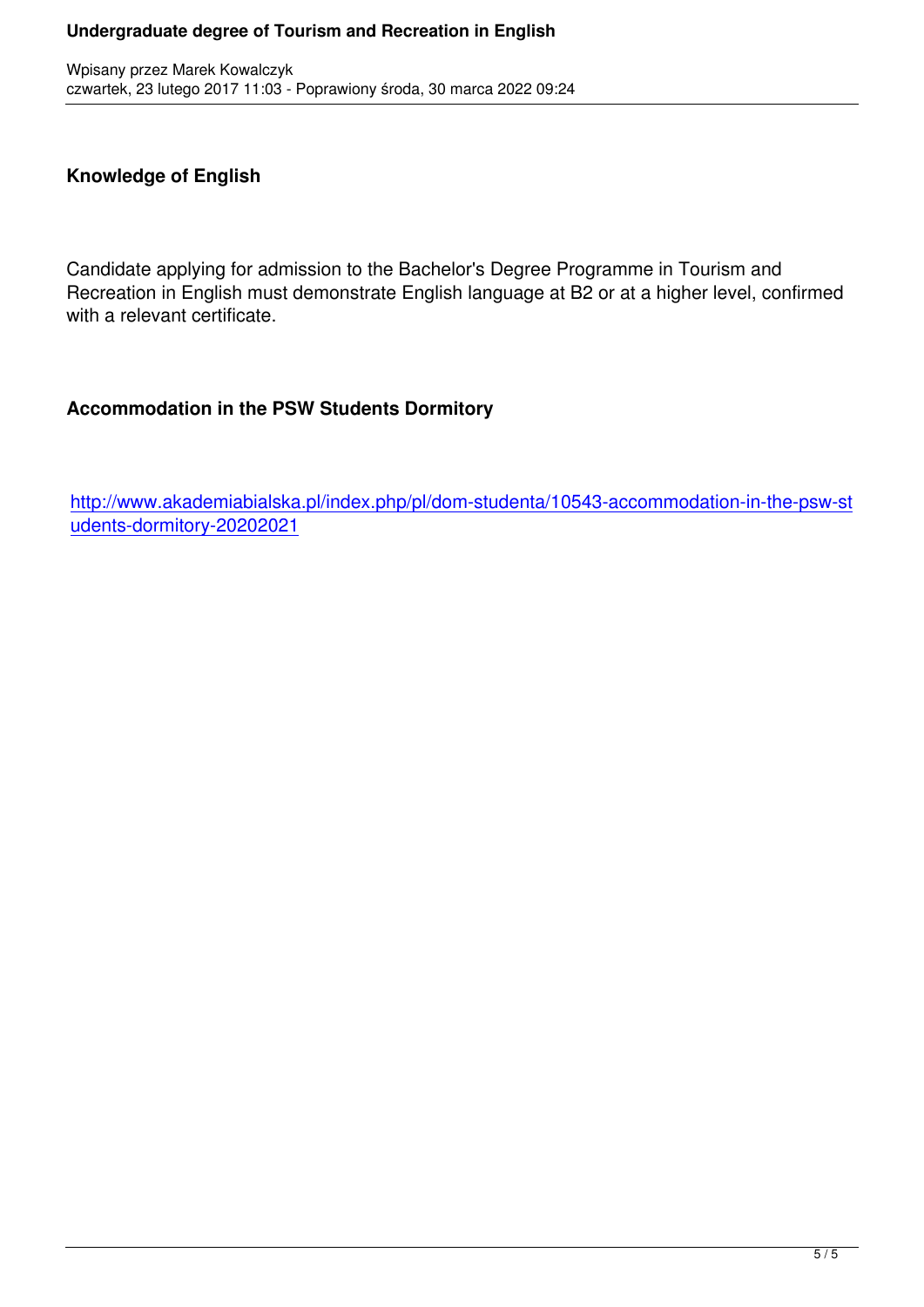## Knowledge of English

Candidate applying for admission to the Bachelor's Degree Programme in Tourism and Recreation in English must demonstrate English language at B2 or at a higher level, confirmed with a relevant certificate.

## Accommodation in the PSW Students Dormitory

http://www.akademiabialska.pl/index.php/pl/dom-studenta/10543-accommodation-in-the-psw-students-dormitory-20202021